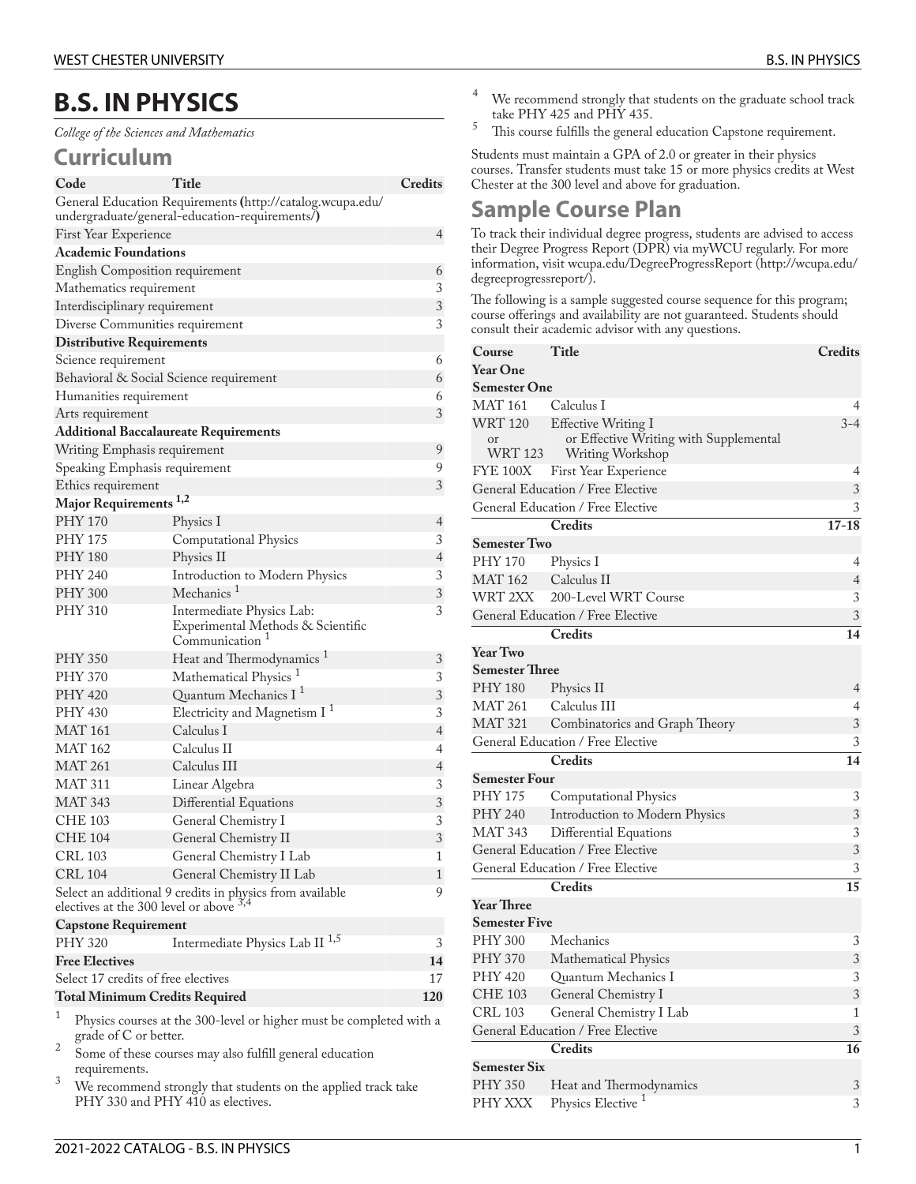// B.S. IN PHYSICS

*College of the Sciences and Mathematics*

## Curriculum

| Code | Title | Credits |
|---|---|---|
| General Education Requirements (http://catalog.wcupa.edu/undergraduate/general-education-requirements/) | | |
| First Year Experience | | 4 |
| **Academic Foundations** | | |
| English Composition requirement | | 6 |
| Mathematics requirement | | 3 |
| Interdisciplinary requirement | | 3 |
| Diverse Communities requirement | | 3 |
| **Distributive Requirements** | | |
| Science requirement | | 6 |
| Behavioral & Social Science requirement | | 6 |
| Humanities requirement | | 6 |
| Arts requirement | | 3 |
| **Additional Baccalaureate Requirements** | | |
| Writing Emphasis requirement | | 9 |
| Speaking Emphasis requirement | | 9 |
| Ethics requirement | | 3 |
| **Major Requirements [1,2]** | | |
| PHY 170 | Physics I | 4 |
| PHY 175 | Computational Physics | 3 |
| PHY 180 | Physics II | 4 |
| PHY 240 | Introduction to Modern Physics | 3 |
| PHY 300 | Mechanics [1] | 3 |
| PHY 310 | Intermediate Physics Lab: Experimental Methods & Scientific Communication [1] | 3 |
| PHY 350 | Heat and Thermodynamics [1] | 3 |
| PHY 370 | Mathematical Physics [1] | 3 |
| PHY 420 | Quantum Mechanics I [1] | 3 |
| PHY 430 | Electricity and Magnetism I [1] | 3 |
| MAT 161 | Calculus I | 4 |
| MAT 162 | Calculus II | 4 |
| MAT 261 | Calculus III | 4 |
| MAT 311 | Linear Algebra | 3 |
| MAT 343 | Differential Equations | 3 |
| CHE 103 | General Chemistry I | 3 |
| CHE 104 | General Chemistry II | 3 |
| CRL 103 | General Chemistry I Lab | 1 |
| CRL 104 | General Chemistry II Lab | 1 |
| Select an additional 9 credits in physics from available electives at the 300 level or above [3,4] | | 9 |
| **Capstone Requirement** | | |
| PHY 320 | Intermediate Physics Lab II [1,5] | 3 |
| **Free Electives** | | **14** |
| Select 17 credits of free electives | | 17 |
| **Total Minimum Credits Required** | | **120** |

1. Physics courses at the 300-level or higher must be completed with a grade of C or better.
2. Some of these courses may also fulfill general education requirements.
3. We recommend strongly that students on the applied track take PHY 330 and PHY 410 as electives.
4. We recommend strongly that students on the graduate school track take PHY 425 and PHY 435.
5. This course fulfills the general education Capstone requirement.

Students must maintain a GPA of 2.0 or greater in their physics courses. Transfer students must take 15 or more physics credits at West Chester at the 300 level and above for graduation.

## Sample Course Plan

To track their individual degree progress, students are advised to access their Degree Progress Report (DPR) via myWCU regularly. For more information, visit wcupa.edu/DegreeProgressReport (http://wcupa.edu/degreeprogressreport/).

The following is a sample suggested course sequence for this program; course offerings and availability are not guaranteed. Students should consult their academic advisor with any questions.

| Course | Title | Credits |
|---|---|---|
| **Year One** | | |
| **Semester One** | | |
| MAT 161 | Calculus I | 4 |
| WRT 120 or WRT 123 | Effective Writing I or Effective Writing with Supplemental Writing Workshop | 3-4 |
| FYE 100X | First Year Experience | 4 |
| General Education / Free Elective | | 3 |
| General Education / Free Elective | | 3 |
| | **Credits** | **17-18** |
| **Semester Two** | | |
| PHY 170 | Physics I | 4 |
| MAT 162 | Calculus II | 4 |
| WRT 2XX | 200-Level WRT Course | 3 |
| General Education / Free Elective | | 3 |
| | **Credits** | **14** |
| **Year Two** | | |
| **Semester Three** | | |
| PHY 180 | Physics II | 4 |
| MAT 261 | Calculus III | 4 |
| MAT 321 | Combinatorics and Graph Theory | 3 |
| General Education / Free Elective | | 3 |
| | **Credits** | **14** |
| **Semester Four** | | |
| PHY 175 | Computational Physics | 3 |
| PHY 240 | Introduction to Modern Physics | 3 |
| MAT 343 | Differential Equations | 3 |
| General Education / Free Elective | | 3 |
| General Education / Free Elective | | 3 |
| | **Credits** | **15** |
| **Year Three** | | |
| **Semester Five** | | |
| PHY 300 | Mechanics | 3 |
| PHY 370 | Mathematical Physics | 3 |
| PHY 420 | Quantum Mechanics I | 3 |
| CHE 103 | General Chemistry I | 3 |
| CRL 103 | General Chemistry I Lab | 1 |
| General Education / Free Elective | | 3 |
| | **Credits** | **16** |
| **Semester Six** | | |
| PHY 350 | Heat and Thermodynamics | 3 |
| PHY XXX | Physics Elective [1] | 3 |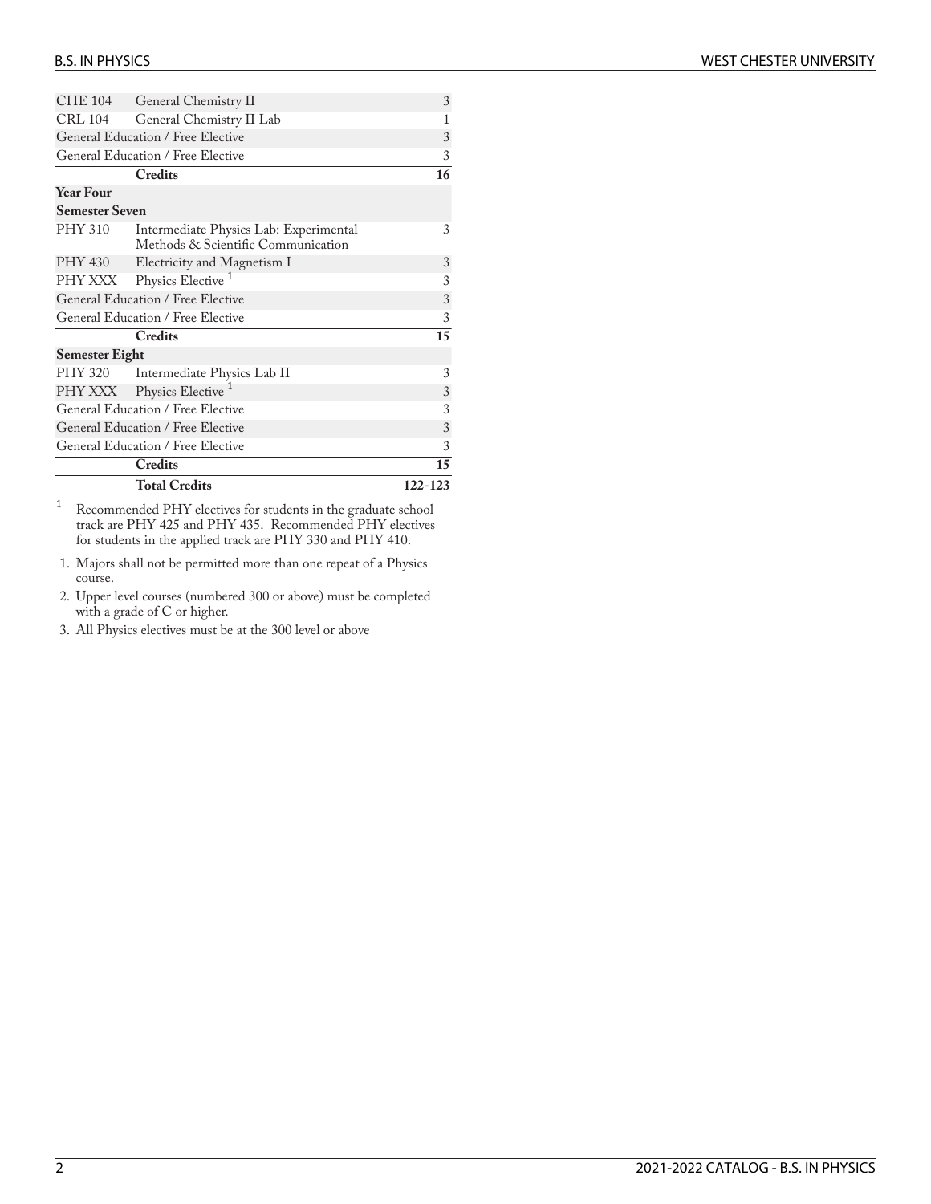| | | |
|---|---|---|
| CHE 104 | General Chemistry II | 3 |
| CRL 104 | General Chemistry II Lab | 1 |
| General Education / Free Elective | | 3 |
| General Education / Free Elective | | 3 |
| | **Credits** | **16** |
| **Year Four** | | |
| **Semester Seven** | | |
| PHY 310 | Intermediate Physics Lab: Experimental Methods & Scientific Communication | 3 |
| PHY 430 | Electricity and Magnetism I | 3 |
| PHY XXX | Physics Elective [1] | 3 |
| General Education / Free Elective | | 3 |
| General Education / Free Elective | | 3 |
| | **Credits** | **15** |
| **Semester Eight** | | |
| PHY 320 | Intermediate Physics Lab II | 3 |
| PHY XXX | Physics Elective [1] | 3 |
| General Education / Free Elective | | 3 |
| General Education / Free Elective | | 3 |
| General Education / Free Elective | | 3 |
| | **Credits** | **15** |
| | **Total Credits** | **122-123** |

[1] Recommended PHY electives for students in the graduate school track are PHY 425 and PHY 435. Recommended PHY electives for students in the applied track are PHY 330 and PHY 410.

1. Majors shall not be permitted more than one repeat of a Physics course.
2. Upper level courses (numbered 300 or above) must be completed with a grade of C or higher.
3. All Physics electives must be at the 300 level or above